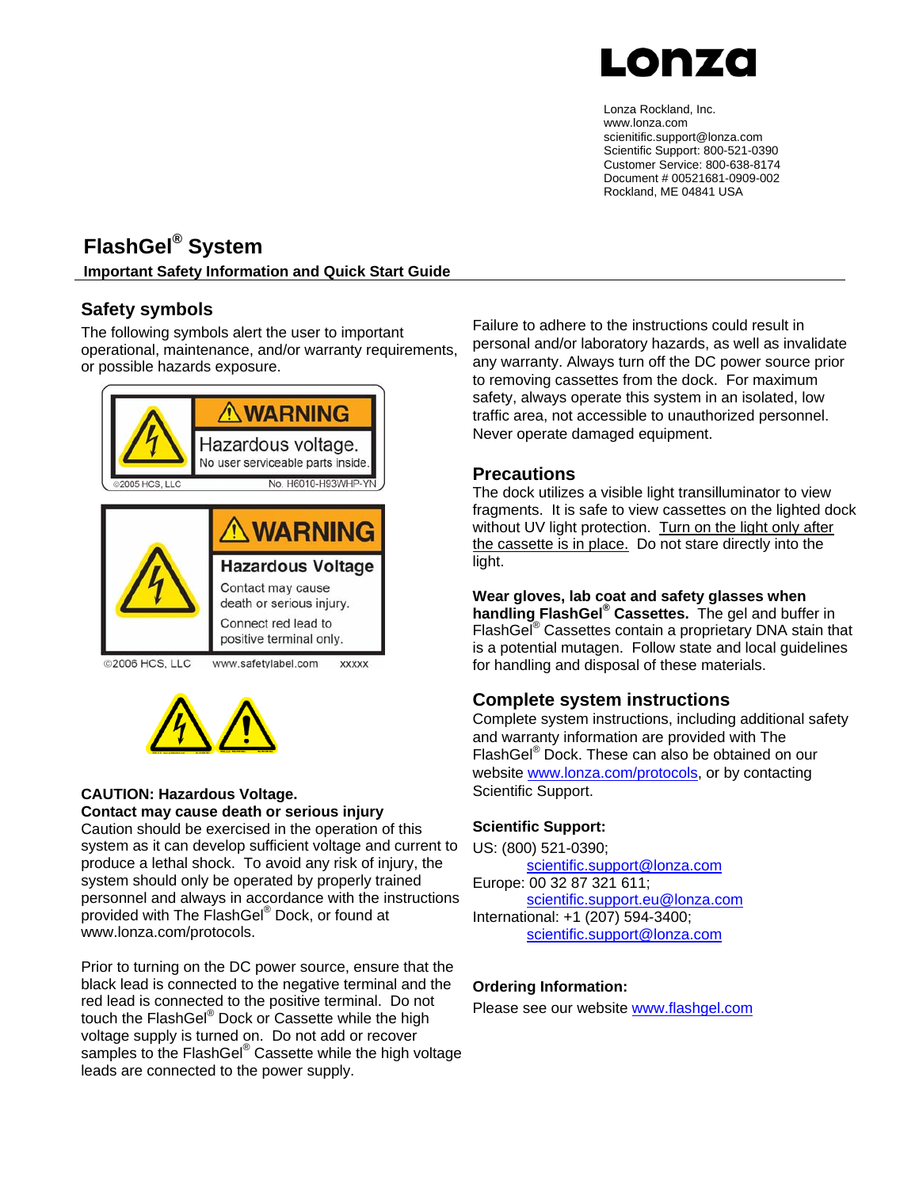**Lonza**

Lonza Rockland, Inc.
www.lonza.com
scienitific.support@lonza.com
Scientific Support: 800-521-0390
Customer Service: 800-638-8174
Document # 00521681-0909-002
Rockland, ME 04841 USA

# FlashGel® System

**Important Safety Information and Quick Start Guide**

## Safety symbols

The following symbols alert the user to important operational, maintenance, and/or warranty requirements, or possible hazards exposure.

⚠WARNING
Hazardous voltage.
No user serviceable parts inside.
©2005 HCS, LLC No. H6010-H93WHP-YN

⚠WARNING
Hazardous Voltage
Contact may cause death or serious injury.
Connect red lead to positive terminal only.
©2006 HCS, LLC www.safetylabel.com XXXXX

**CAUTION: Hazardous Voltage.**
**Contact may cause death or serious injury**
Caution should be exercised in the operation of this system as it can develop sufficient voltage and current to produce a lethal shock. To avoid any risk of injury, the system should only be operated by properly trained personnel and always in accordance with the instructions provided with The FlashGel® Dock, or found at www.lonza.com/protocols.

Prior to turning on the DC power source, ensure that the black lead is connected to the negative terminal and the red lead is connected to the positive terminal. Do not touch the FlashGel® Dock or Cassette while the high voltage supply is turned on. Do not add or recover samples to the FlashGel® Cassette while the high voltage leads are connected to the power supply.

Failure to adhere to the instructions could result in personal and/or laboratory hazards, as well as invalidate any warranty. Always turn off the DC power source prior to removing cassettes from the dock. For maximum safety, always operate this system in an isolated, low traffic area, not accessible to unauthorized personnel. Never operate damaged equipment.

## Precautions

The dock utilizes a visible light transilluminator to view fragments. It is safe to view cassettes on the lighted dock without UV light protection. Turn on the light only after the cassette is in place. Do not stare directly into the light.

**Wear gloves, lab coat and safety glasses when handling FlashGel® Cassettes.** The gel and buffer in FlashGel® Cassettes contain a proprietary DNA stain that is a potential mutagen. Follow state and local guidelines for handling and disposal of these materials.

## Complete system instructions

Complete system instructions, including additional safety and warranty information are provided with The FlashGel® Dock. These can also be obtained on our website www.lonza.com/protocols, or by contacting Scientific Support.

### Scientific Support:

US: (800) 521-0390;
scientific.support@lonza.com
Europe: 00 32 87 321 611;
scientific.support.eu@lonza.com
International: +1 (207) 594-3400;
scientific.support@lonza.com

### Ordering Information:

Please see our website www.flashgel.com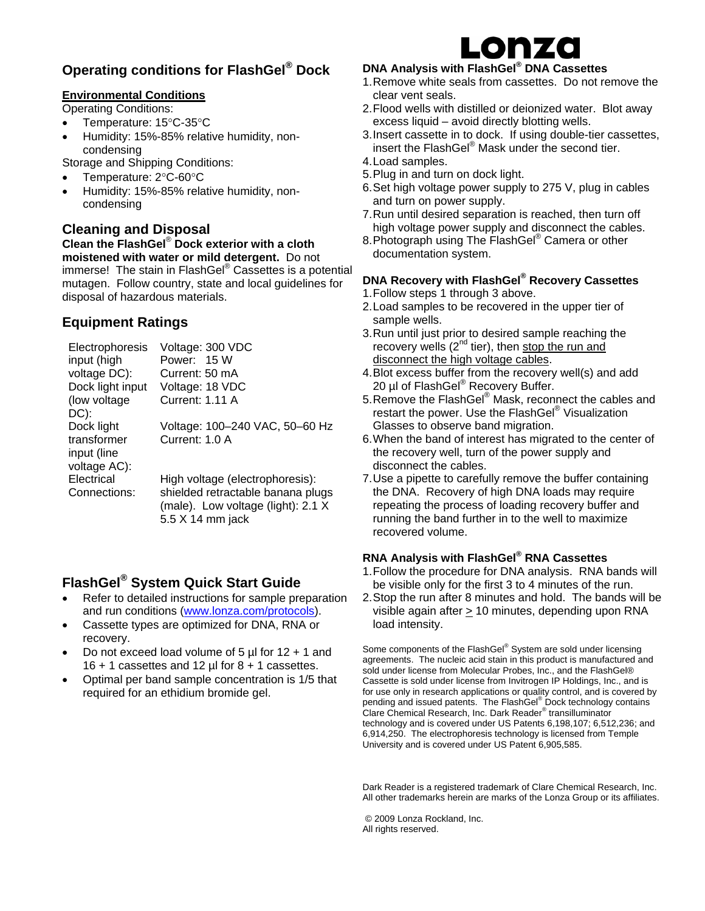## Operating conditions for FlashGel® Dock

**Environmental Conditions**

Operating Conditions:

- Temperature: 15°C-35°C
- Humidity: 15%-85% relative humidity, non-condensing

Storage and Shipping Conditions:

- Temperature: 2°C-60°C
- Humidity: 15%-85% relative humidity, non-condensing

## Cleaning and Disposal

**Clean the FlashGel® Dock exterior with a cloth moistened with water or mild detergent.** Do not immerse! The stain in FlashGel® Cassettes is a potential mutagen. Follow country, state and local guidelines for disposal of hazardous materials.

## Equipment Ratings

| | |
|---|---|
| Electrophoresis input (high voltage DC): | Voltage: 300 VDC<br>Power: 15 W<br>Current: 50 mA |
| Dock light input (low voltage DC): | Voltage: 18 VDC<br>Current: 1.11 A |
| Dock light transformer input (line voltage AC): | Voltage: 100–240 VAC, 50–60 Hz<br>Current: 1.0 A |
| Electrical Connections: | High voltage (electrophoresis): shielded retractable banana plugs (male). Low voltage (light): 2.1 X 5.5 X 14 mm jack |

## FlashGel® System Quick Start Guide

- Refer to detailed instructions for sample preparation and run conditions (www.lonza.com/protocols).
- Cassette types are optimized for DNA, RNA or recovery.
- Do not exceed load volume of 5 µl for 12 + 1 and 16 + 1 cassettes and 12 µl for 8 + 1 cassettes.
- Optimal per band sample concentration is 1/5 that required for an ethidium bromide gel.

### DNA Analysis with FlashGel® DNA Cassettes

1. Remove white seals from cassettes. Do not remove the clear vent seals.
2. Flood wells with distilled or deionized water. Blot away excess liquid – avoid directly blotting wells.
3. Insert cassette in to dock. If using double-tier cassettes, insert the FlashGel® Mask under the second tier.
4. Load samples.
5. Plug in and turn on dock light.
6. Set high voltage power supply to 275 V, plug in cables and turn on power supply.
7. Run until desired separation is reached, then turn off high voltage power supply and disconnect the cables.
8. Photograph using The FlashGel® Camera or other documentation system.

### DNA Recovery with FlashGel® Recovery Cassettes

1. Follow steps 1 through 3 above.
2. Load samples to be recovered in the upper tier of sample wells.
3. Run until just prior to desired sample reaching the recovery wells (2nd tier), then stop the run and disconnect the high voltage cables.
4. Blot excess buffer from the recovery well(s) and add 20 µl of FlashGel® Recovery Buffer.
5. Remove the FlashGel® Mask, reconnect the cables and restart the power. Use the FlashGel® Visualization Glasses to observe band migration.
6. When the band of interest has migrated to the center of the recovery well, turn of the power supply and disconnect the cables.
7. Use a pipette to carefully remove the buffer containing the DNA. Recovery of high DNA loads may require repeating the process of loading recovery buffer and running the band further in to the well to maximize recovered volume.

### RNA Analysis with FlashGel® RNA Cassettes

1. Follow the procedure for DNA analysis. RNA bands will be visible only for the first 3 to 4 minutes of the run.
2. Stop the run after 8 minutes and hold. The bands will be visible again after ≥ 10 minutes, depending upon RNA load intensity.

Some components of the FlashGel® System are sold under licensing agreements. The nucleic acid stain in this product is manufactured and sold under license from Molecular Probes, Inc., and the FlashGel® Cassette is sold under license from Invitrogen IP Holdings, Inc., and is for use only in research applications or quality control, and is covered by pending and issued patents. The FlashGel® Dock technology contains Clare Chemical Research, Inc. Dark Reader® transilluminator technology and is covered under US Patents 6,198,107; 6,512,236; and 6,914,250. The electrophoresis technology is licensed from Temple University and is covered under US Patent 6,905,585.

Dark Reader is a registered trademark of Clare Chemical Research, Inc. All other trademarks herein are marks of the Lonza Group or its affiliates.

© 2009 Lonza Rockland, Inc.
All rights reserved.